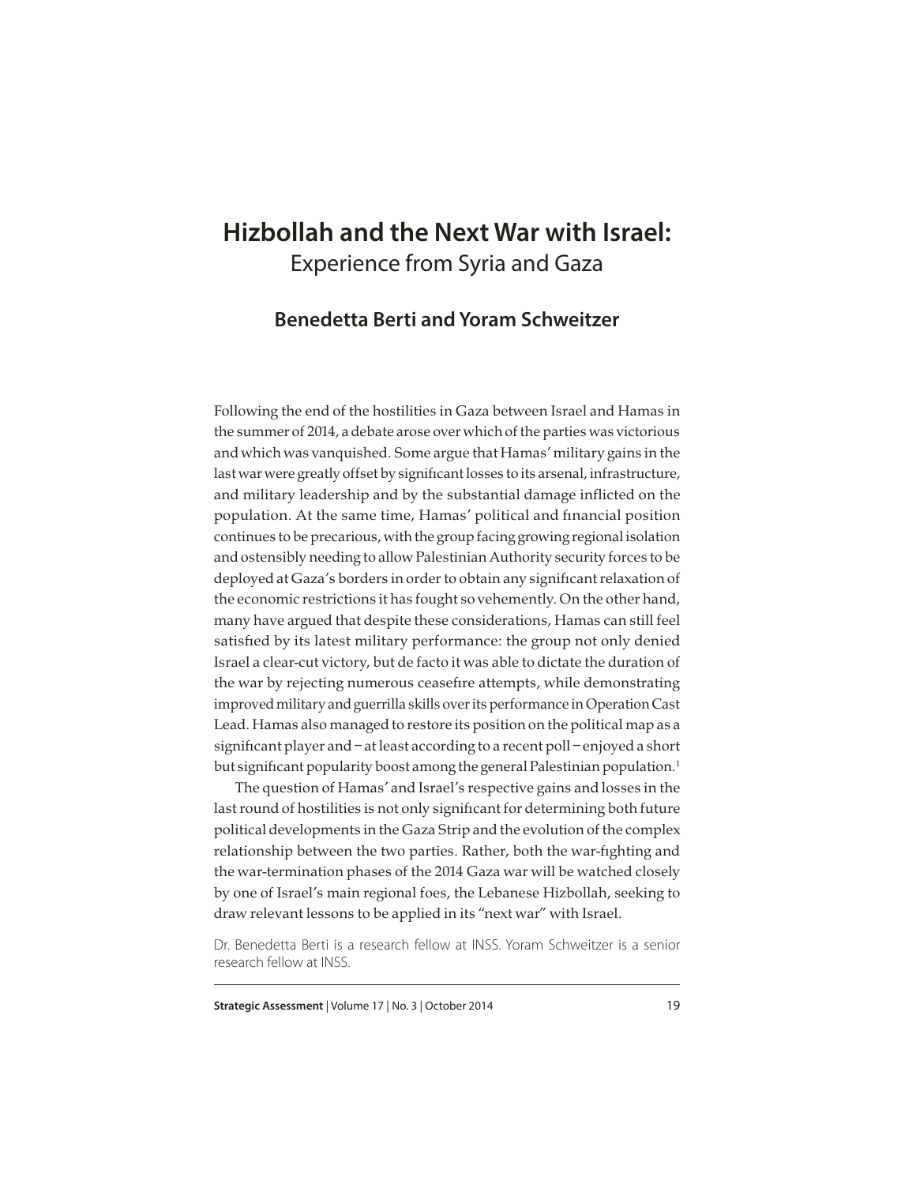# Hizbollah and the Next War with Israel:

## Experience from Syria and Gaza

### Benedetta Berti and Yoram Schweitzer

Following the end of the hostilities in Gaza between Israel and Hamas in the summer of 2014, a debate arose over which of the parties was victorious and which was vanquished. Some argue that Hamas' military gains in the last war were greatly offset by significant losses to its arsenal, infrastructure, and military leadership and by the substantial damage inflicted on the population. At the same time, Hamas' political and financial position continues to be precarious, with the group facing growing regional isolation and ostensibly needing to allow Palestinian Authority security forces to be deployed at Gaza's borders in order to obtain any significant relaxation of the economic restrictions it has fought so vehemently. On the other hand, many have argued that despite these considerations, Hamas can still feel satisfied by its latest military performance: the group not only denied Israel a clear-cut victory, but de facto it was able to dictate the duration of the war by rejecting numerous ceasefire attempts, while demonstrating improved military and guerrilla skills over its performance in Operation Cast Lead. Hamas also managed to restore its position on the political map as a significant player and – at least according to a recent poll – enjoyed a short but significant popularity boost among the general Palestinian population.[1]

The question of Hamas' and Israel's respective gains and losses in the last round of hostilities is not only significant for determining both future political developments in the Gaza Strip and the evolution of the complex relationship between the two parties. Rather, both the war-fighting and the war-termination phases of the 2014 Gaza war will be watched closely by one of Israel's main regional foes, the Lebanese Hizbollah, seeking to draw relevant lessons to be applied in its "next war" with Israel.

Dr. Benedetta Berti is a research fellow at INSS. Yoram Schweitzer is a senior research fellow at INSS.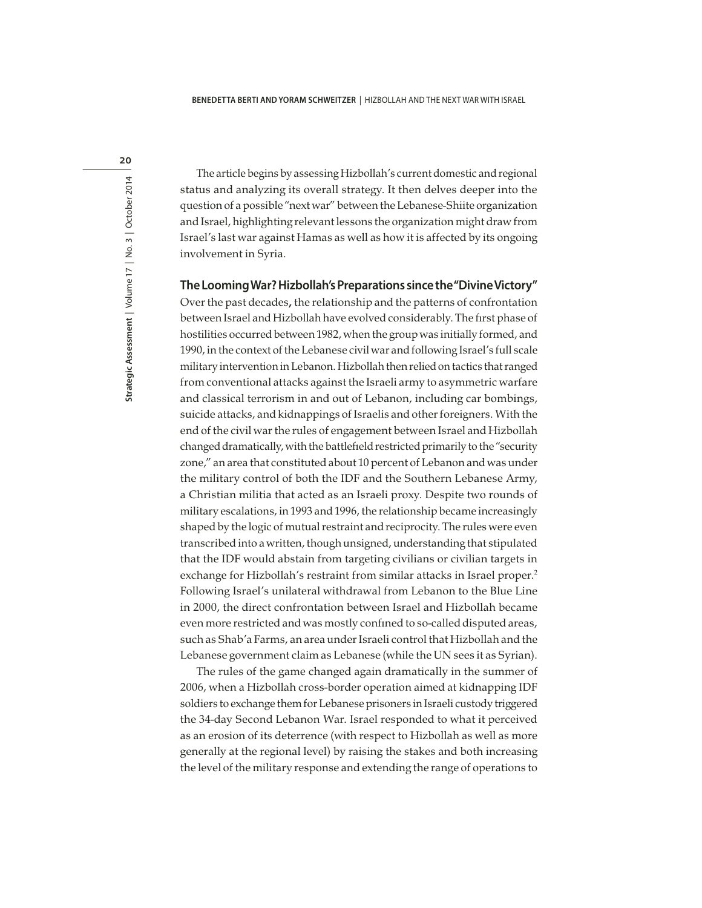The article begins by assessing Hizbollah's current domestic and regional status and analyzing its overall strategy. It then delves deeper into the question of a possible "next war" between the Lebanese-Shiite organization and Israel, highlighting relevant lessons the organization might draw from Israel's last war against Hamas as well as how it is affected by its ongoing involvement in Syria.

## The Looming War? Hizbollah's Preparations since the "Divine Victory"

Over the past decades**,** the relationship and the patterns of confrontation between Israel and Hizbollah have evolved considerably. The first phase of hostilities occurred between 1982, when the group was initially formed, and 1990, in the context of the Lebanese civil war and following Israel's full scale military intervention in Lebanon. Hizbollah then relied on tactics that ranged from conventional attacks against the Israeli army to asymmetric warfare and classical terrorism in and out of Lebanon, including car bombings, suicide attacks, and kidnappings of Israelis and other foreigners. With the end of the civil war the rules of engagement between Israel and Hizbollah changed dramatically, with the battlefield restricted primarily to the "security zone," an area that constituted about 10 percent of Lebanon and was under the military control of both the IDF and the Southern Lebanese Army, a Christian militia that acted as an Israeli proxy. Despite two rounds of military escalations, in 1993 and 1996, the relationship became increasingly shaped by the logic of mutual restraint and reciprocity. The rules were even transcribed into a written, though unsigned, understanding that stipulated that the IDF would abstain from targeting civilians or civilian targets in exchange for Hizbollah's restraint from similar attacks in Israel proper.[2] Following Israel's unilateral withdrawal from Lebanon to the Blue Line in 2000, the direct confrontation between Israel and Hizbollah became even more restricted and was mostly confined to so-called disputed areas, such as Shab'a Farms, an area under Israeli control that Hizbollah and the Lebanese government claim as Lebanese (while the UN sees it as Syrian).

The rules of the game changed again dramatically in the summer of 2006, when a Hizbollah cross-border operation aimed at kidnapping IDF soldiers to exchange them for Lebanese prisoners in Israeli custody triggered the 34-day Second Lebanon War. Israel responded to what it perceived as an erosion of its deterrence (with respect to Hizbollah as well as more generally at the regional level) by raising the stakes and both increasing the level of the military response and extending the range of operations to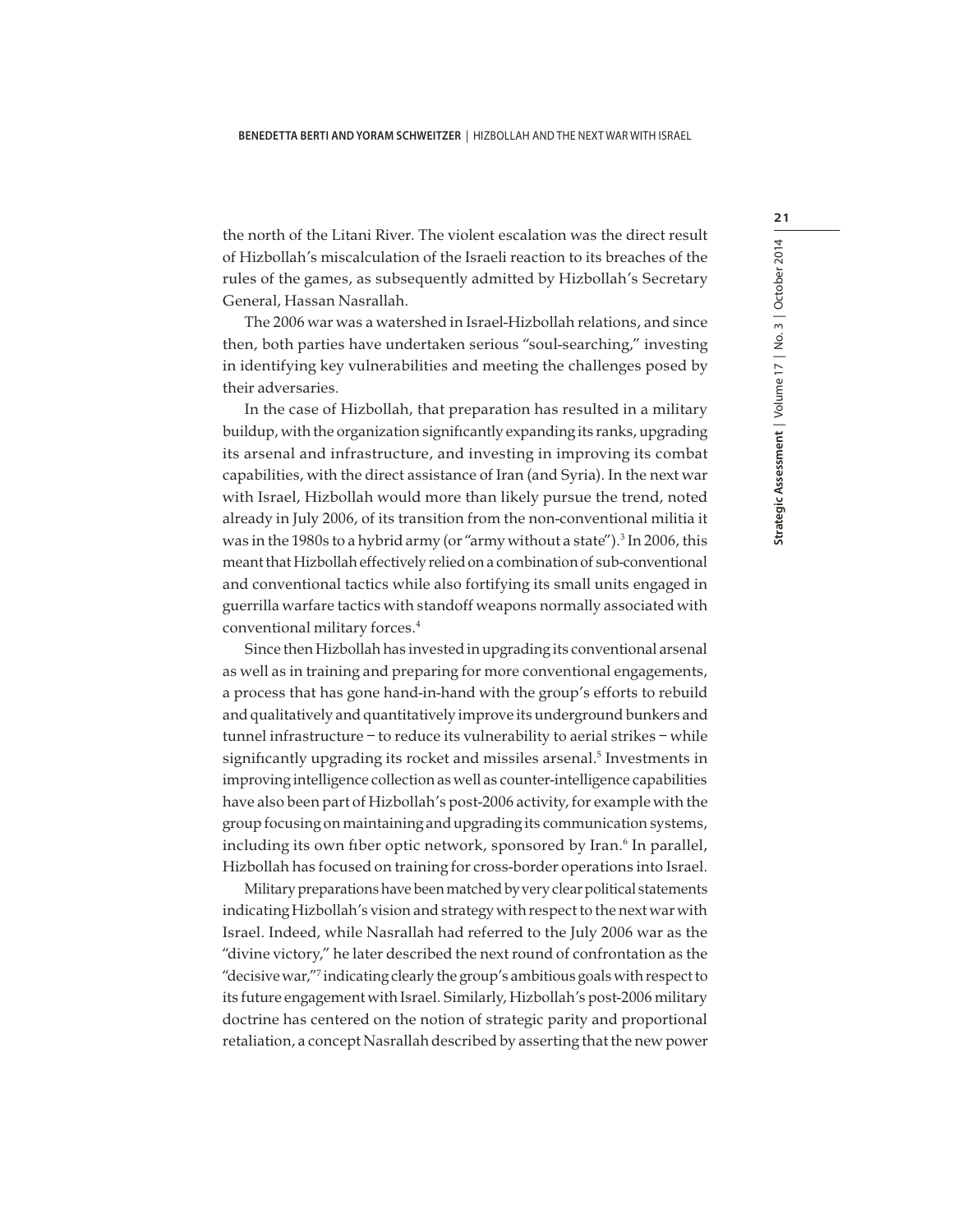the north of the Litani River. The violent escalation was the direct result of Hizbollah's miscalculation of the Israeli reaction to its breaches of the rules of the games, as subsequently admitted by Hizbollah's Secretary General, Hassan Nasrallah.

The 2006 war was a watershed in Israel-Hizbollah relations, and since then, both parties have undertaken serious "soul-searching," investing in identifying key vulnerabilities and meeting the challenges posed by their adversaries.

In the case of Hizbollah, that preparation has resulted in a military buildup, with the organization significantly expanding its ranks, upgrading its arsenal and infrastructure, and investing in improving its combat capabilities, with the direct assistance of Iran (and Syria). In the next war with Israel, Hizbollah would more than likely pursue the trend, noted already in July 2006, of its transition from the non-conventional militia it was in the 1980s to a hybrid army (or "army without a state").[3] In 2006, this meant that Hizbollah effectively relied on a combination of sub-conventional and conventional tactics while also fortifying its small units engaged in guerrilla warfare tactics with standoff weapons normally associated with conventional military forces.[4]

Since then Hizbollah has invested in upgrading its conventional arsenal as well as in training and preparing for more conventional engagements, a process that has gone hand-in-hand with the group's efforts to rebuild and qualitatively and quantitatively improve its underground bunkers and tunnel infrastructure – to reduce its vulnerability to aerial strikes – while significantly upgrading its rocket and missiles arsenal.[5] Investments in improving intelligence collection as well as counter-intelligence capabilities have also been part of Hizbollah's post-2006 activity, for example with the group focusing on maintaining and upgrading its communication systems, including its own fiber optic network, sponsored by Iran.[6] In parallel, Hizbollah has focused on training for cross-border operations into Israel.

Military preparations have been matched by very clear political statements indicating Hizbollah's vision and strategy with respect to the next war with Israel. Indeed, while Nasrallah had referred to the July 2006 war as the "divine victory," he later described the next round of confrontation as the "decisive war,"[7] indicating clearly the group's ambitious goals with respect to its future engagement with Israel. Similarly, Hizbollah's post-2006 military doctrine has centered on the notion of strategic parity and proportional retaliation, a concept Nasrallah described by asserting that the new power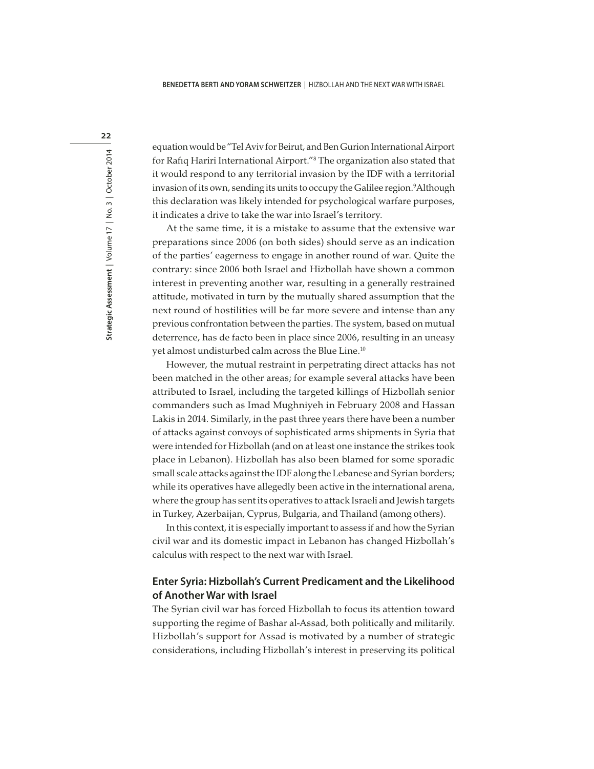equation would be "Tel Aviv for Beirut, and Ben Gurion International Airport for Rafiq Hariri International Airport."[8] The organization also stated that it would respond to any territorial invasion by the IDF with a territorial invasion of its own, sending its units to occupy the Galilee region.[9] Although this declaration was likely intended for psychological warfare purposes, it indicates a drive to take the war into Israel's territory.

At the same time, it is a mistake to assume that the extensive war preparations since 2006 (on both sides) should serve as an indication of the parties' eagerness to engage in another round of war. Quite the contrary: since 2006 both Israel and Hizbollah have shown a common interest in preventing another war, resulting in a generally restrained attitude, motivated in turn by the mutually shared assumption that the next round of hostilities will be far more severe and intense than any previous confrontation between the parties. The system, based on mutual deterrence, has de facto been in place since 2006, resulting in an uneasy yet almost undisturbed calm across the Blue Line.[10]

However, the mutual restraint in perpetrating direct attacks has not been matched in the other areas; for example several attacks have been attributed to Israel, including the targeted killings of Hizbollah senior commanders such as Imad Mughniyeh in February 2008 and Hassan Lakis in 2014. Similarly, in the past three years there have been a number of attacks against convoys of sophisticated arms shipments in Syria that were intended for Hizbollah (and on at least one instance the strikes took place in Lebanon). Hizbollah has also been blamed for some sporadic small scale attacks against the IDF along the Lebanese and Syrian borders; while its operatives have allegedly been active in the international arena, where the group has sent its operatives to attack Israeli and Jewish targets in Turkey, Azerbaijan, Cyprus, Bulgaria, and Thailand (among others).

In this context, it is especially important to assess if and how the Syrian civil war and its domestic impact in Lebanon has changed Hizbollah's calculus with respect to the next war with Israel.

## Enter Syria: Hizbollah's Current Predicament and the Likelihood of Another War with Israel

The Syrian civil war has forced Hizbollah to focus its attention toward supporting the regime of Bashar al-Assad, both politically and militarily. Hizbollah's support for Assad is motivated by a number of strategic considerations, including Hizbollah's interest in preserving its political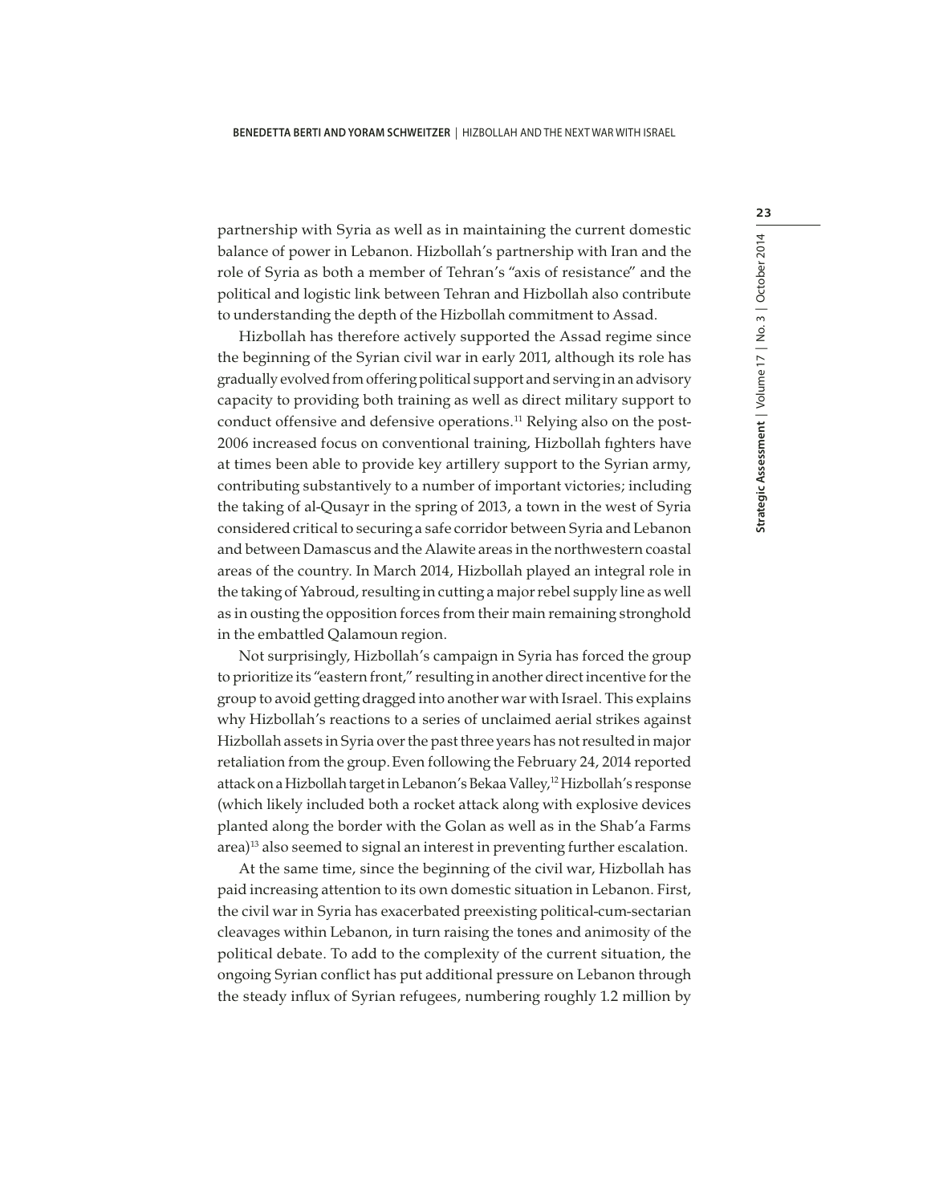partnership with Syria as well as in maintaining the current domestic balance of power in Lebanon. Hizbollah's partnership with Iran and the role of Syria as both a member of Tehran's "axis of resistance" and the political and logistic link between Tehran and Hizbollah also contribute to understanding the depth of the Hizbollah commitment to Assad.

Hizbollah has therefore actively supported the Assad regime since the beginning of the Syrian civil war in early 2011, although its role has gradually evolved from offering political support and serving in an advisory capacity to providing both training as well as direct military support to conduct offensive and defensive operations.[11] Relying also on the post-2006 increased focus on conventional training, Hizbollah fighters have at times been able to provide key artillery support to the Syrian army, contributing substantively to a number of important victories; including the taking of al-Qusayr in the spring of 2013, a town in the west of Syria considered critical to securing a safe corridor between Syria and Lebanon and between Damascus and the Alawite areas in the northwestern coastal areas of the country. In March 2014, Hizbollah played an integral role in the taking of Yabroud, resulting in cutting a major rebel supply line as well as in ousting the opposition forces from their main remaining stronghold in the embattled Qalamoun region.

Not surprisingly, Hizbollah's campaign in Syria has forced the group to prioritize its "eastern front," resulting in another direct incentive for the group to avoid getting dragged into another war with Israel. This explains why Hizbollah's reactions to a series of unclaimed aerial strikes against Hizbollah assets in Syria over the past three years has not resulted in major retaliation from the group. Even following the February 24, 2014 reported attack on a Hizbollah target in Lebanon's Bekaa Valley,[12] Hizbollah's response (which likely included both a rocket attack along with explosive devices planted along the border with the Golan as well as in the Shab'a Farms area)[13] also seemed to signal an interest in preventing further escalation.

At the same time, since the beginning of the civil war, Hizbollah has paid increasing attention to its own domestic situation in Lebanon. First, the civil war in Syria has exacerbated preexisting political-cum-sectarian cleavages within Lebanon, in turn raising the tones and animosity of the political debate. To add to the complexity of the current situation, the ongoing Syrian conflict has put additional pressure on Lebanon through the steady influx of Syrian refugees, numbering roughly 1.2 million by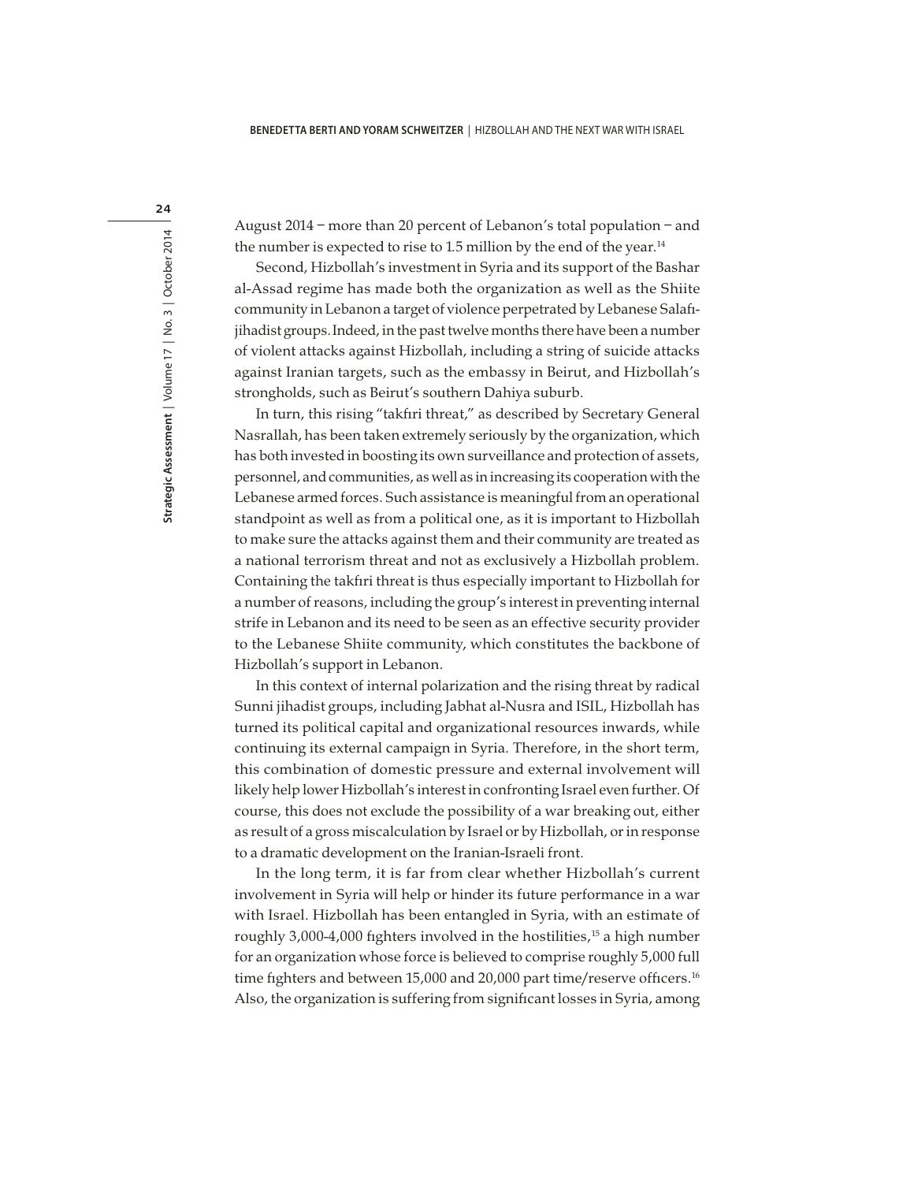August 2014 – more than 20 percent of Lebanon's total population – and the number is expected to rise to 1.5 million by the end of the year.[14]

Second, Hizbollah's investment in Syria and its support of the Bashar al-Assad regime has made both the organization as well as the Shiite community in Lebanon a target of violence perpetrated by Lebanese Salafi-jihadist groups. Indeed, in the past twelve months there have been a number of violent attacks against Hizbollah, including a string of suicide attacks against Iranian targets, such as the embassy in Beirut, and Hizbollah's strongholds, such as Beirut's southern Dahiya suburb.

In turn, this rising "takfiri threat," as described by Secretary General Nasrallah, has been taken extremely seriously by the organization, which has both invested in boosting its own surveillance and protection of assets, personnel, and communities, as well as in increasing its cooperation with the Lebanese armed forces. Such assistance is meaningful from an operational standpoint as well as from a political one, as it is important to Hizbollah to make sure the attacks against them and their community are treated as a national terrorism threat and not as exclusively a Hizbollah problem. Containing the takfiri threat is thus especially important to Hizbollah for a number of reasons, including the group's interest in preventing internal strife in Lebanon and its need to be seen as an effective security provider to the Lebanese Shiite community, which constitutes the backbone of Hizbollah's support in Lebanon.

In this context of internal polarization and the rising threat by radical Sunni jihadist groups, including Jabhat al-Nusra and ISIL, Hizbollah has turned its political capital and organizational resources inwards, while continuing its external campaign in Syria. Therefore, in the short term, this combination of domestic pressure and external involvement will likely help lower Hizbollah's interest in confronting Israel even further. Of course, this does not exclude the possibility of a war breaking out, either as result of a gross miscalculation by Israel or by Hizbollah, or in response to a dramatic development on the Iranian-Israeli front.

In the long term, it is far from clear whether Hizbollah's current involvement in Syria will help or hinder its future performance in a war with Israel. Hizbollah has been entangled in Syria, with an estimate of roughly 3,000-4,000 fighters involved in the hostilities,[15] a high number for an organization whose force is believed to comprise roughly 5,000 full time fighters and between 15,000 and 20,000 part time/reserve officers.[16] Also, the organization is suffering from significant losses in Syria, among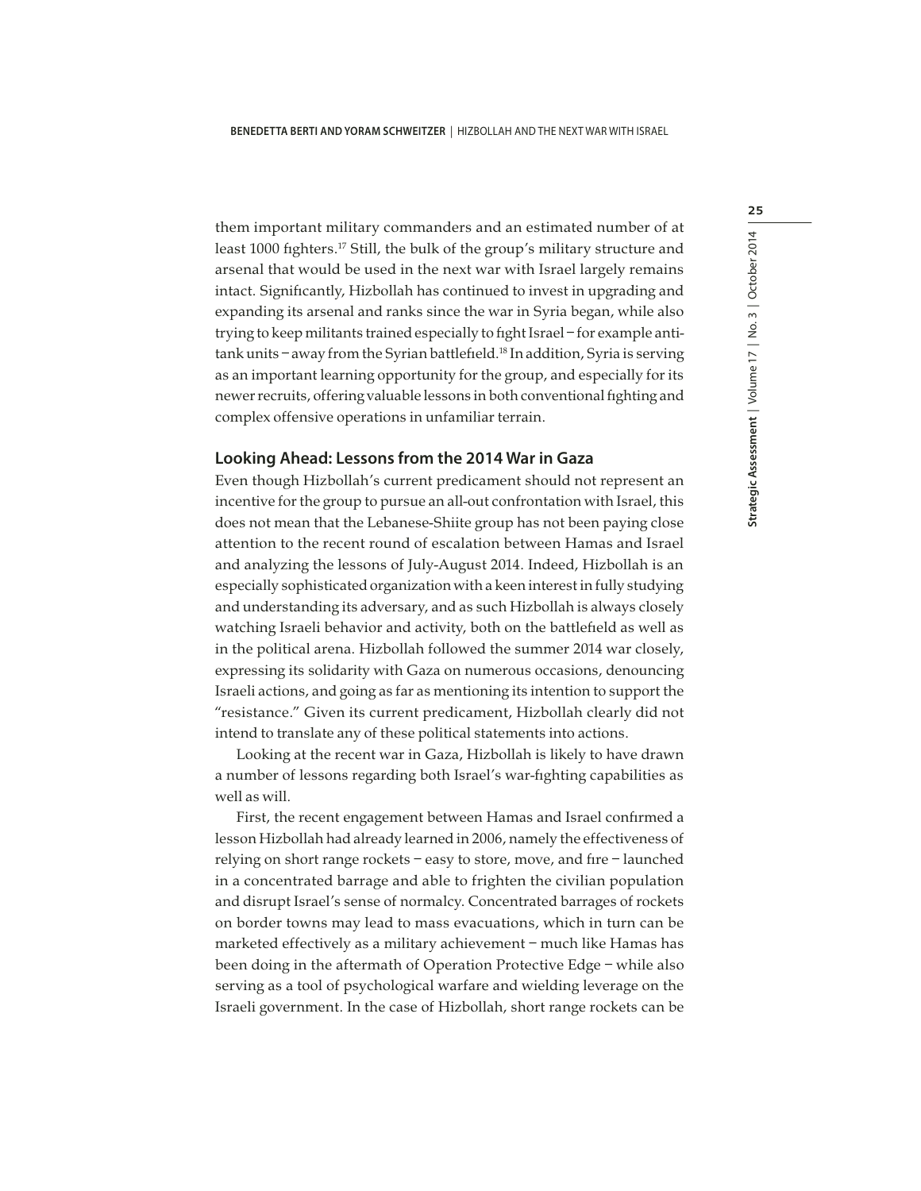them important military commanders and an estimated number of at least 1000 fighters.[17] Still, the bulk of the group's military structure and arsenal that would be used in the next war with Israel largely remains intact. Significantly, Hizbollah has continued to invest in upgrading and expanding its arsenal and ranks since the war in Syria began, while also trying to keep militants trained especially to fight Israel – for example anti-tank units – away from the Syrian battlefield.[18] In addition, Syria is serving as an important learning opportunity for the group, and especially for its newer recruits, offering valuable lessons in both conventional fighting and complex offensive operations in unfamiliar terrain.

## Looking Ahead: Lessons from the 2014 War in Gaza

Even though Hizbollah's current predicament should not represent an incentive for the group to pursue an all-out confrontation with Israel, this does not mean that the Lebanese-Shiite group has not been paying close attention to the recent round of escalation between Hamas and Israel and analyzing the lessons of July-August 2014. Indeed, Hizbollah is an especially sophisticated organization with a keen interest in fully studying and understanding its adversary, and as such Hizbollah is always closely watching Israeli behavior and activity, both on the battlefield as well as in the political arena. Hizbollah followed the summer 2014 war closely, expressing its solidarity with Gaza on numerous occasions, denouncing Israeli actions, and going as far as mentioning its intention to support the "resistance." Given its current predicament, Hizbollah clearly did not intend to translate any of these political statements into actions.

Looking at the recent war in Gaza, Hizbollah is likely to have drawn a number of lessons regarding both Israel's war-fighting capabilities as well as will.

First, the recent engagement between Hamas and Israel confirmed a lesson Hizbollah had already learned in 2006, namely the effectiveness of relying on short range rockets – easy to store, move, and fire – launched in a concentrated barrage and able to frighten the civilian population and disrupt Israel's sense of normalcy. Concentrated barrages of rockets on border towns may lead to mass evacuations, which in turn can be marketed effectively as a military achievement – much like Hamas has been doing in the aftermath of Operation Protective Edge – while also serving as a tool of psychological warfare and wielding leverage on the Israeli government. In the case of Hizbollah, short range rockets can be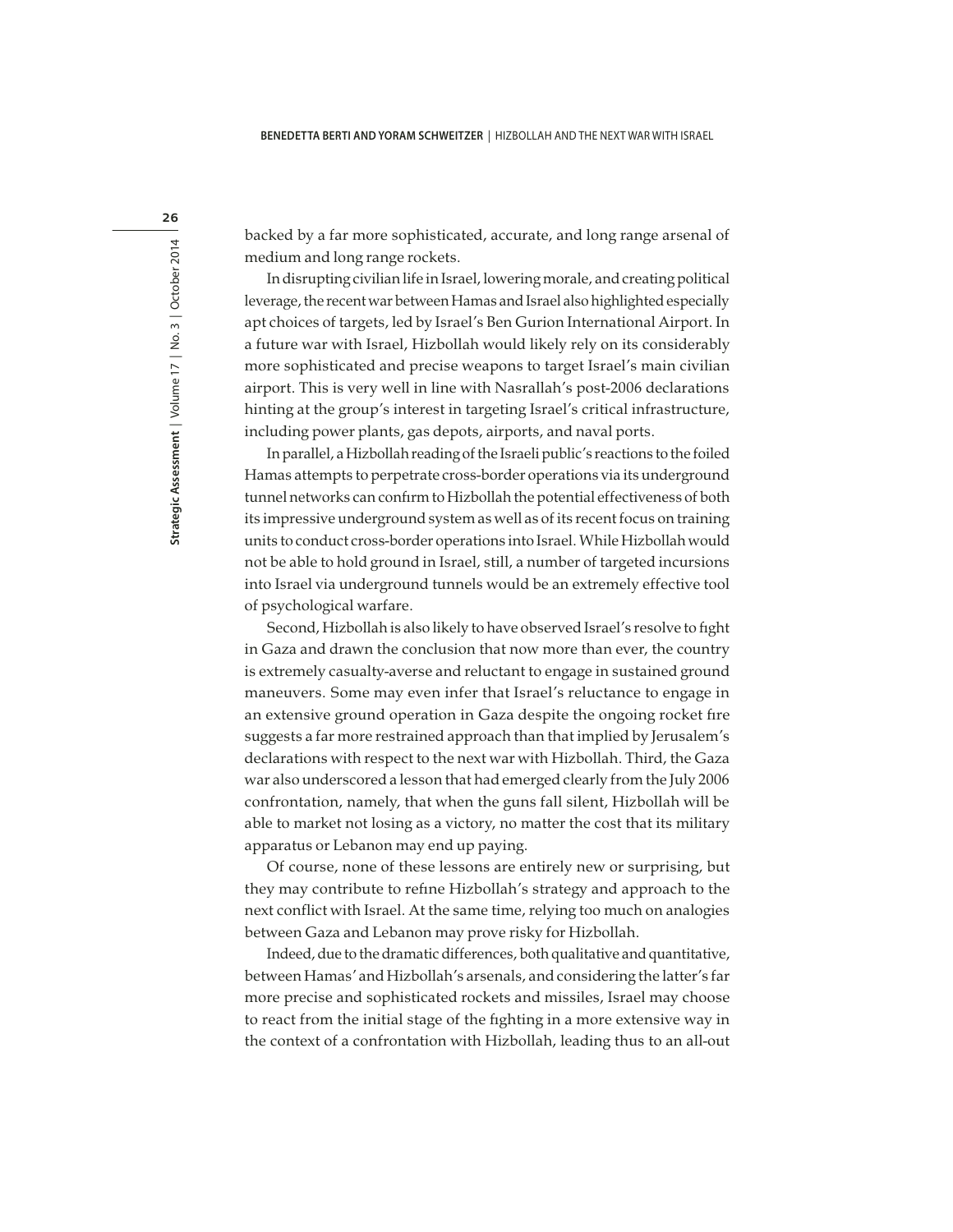backed by a far more sophisticated, accurate, and long range arsenal of medium and long range rockets.

In disrupting civilian life in Israel, lowering morale, and creating political leverage, the recent war between Hamas and Israel also highlighted especially apt choices of targets, led by Israel's Ben Gurion International Airport. In a future war with Israel, Hizbollah would likely rely on its considerably more sophisticated and precise weapons to target Israel's main civilian airport. This is very well in line with Nasrallah's post-2006 declarations hinting at the group's interest in targeting Israel's critical infrastructure, including power plants, gas depots, airports, and naval ports.

In parallel, a Hizbollah reading of the Israeli public's reactions to the foiled Hamas attempts to perpetrate cross-border operations via its underground tunnel networks can confirm to Hizbollah the potential effectiveness of both its impressive underground system as well as of its recent focus on training units to conduct cross-border operations into Israel. While Hizbollah would not be able to hold ground in Israel, still, a number of targeted incursions into Israel via underground tunnels would be an extremely effective tool of psychological warfare.

Second, Hizbollah is also likely to have observed Israel's resolve to fight in Gaza and drawn the conclusion that now more than ever, the country is extremely casualty-averse and reluctant to engage in sustained ground maneuvers. Some may even infer that Israel's reluctance to engage in an extensive ground operation in Gaza despite the ongoing rocket fire suggests a far more restrained approach than that implied by Jerusalem's declarations with respect to the next war with Hizbollah. Third, the Gaza war also underscored a lesson that had emerged clearly from the July 2006 confrontation, namely, that when the guns fall silent, Hizbollah will be able to market not losing as a victory, no matter the cost that its military apparatus or Lebanon may end up paying.

Of course, none of these lessons are entirely new or surprising, but they may contribute to refine Hizbollah's strategy and approach to the next conflict with Israel. At the same time, relying too much on analogies between Gaza and Lebanon may prove risky for Hizbollah.

Indeed, due to the dramatic differences, both qualitative and quantitative, between Hamas' and Hizbollah's arsenals, and considering the latter's far more precise and sophisticated rockets and missiles, Israel may choose to react from the initial stage of the fighting in a more extensive way in the context of a confrontation with Hizbollah, leading thus to an all-out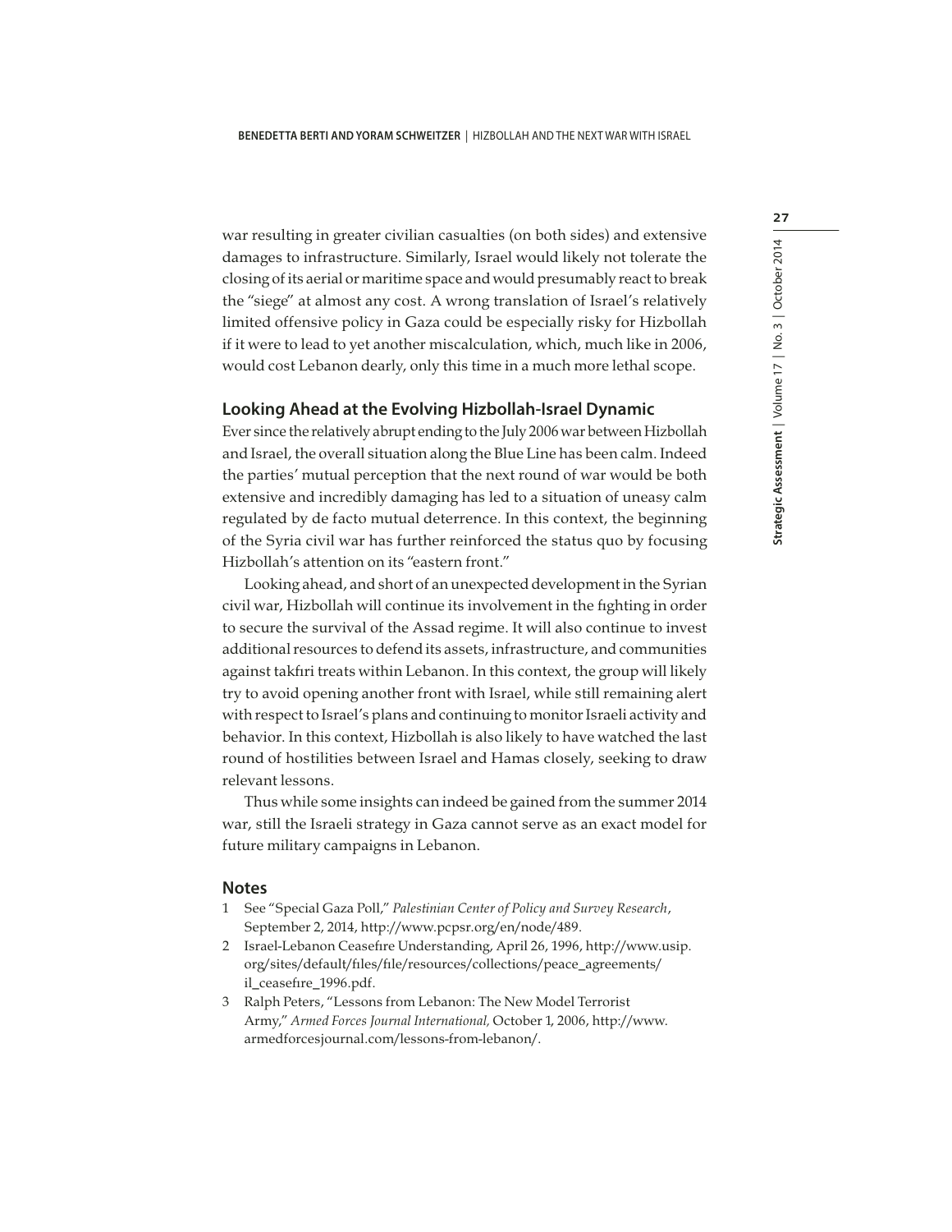war resulting in greater civilian casualties (on both sides) and extensive damages to infrastructure. Similarly, Israel would likely not tolerate the closing of its aerial or maritime space and would presumably react to break the "siege" at almost any cost. A wrong translation of Israel's relatively limited offensive policy in Gaza could be especially risky for Hizbollah if it were to lead to yet another miscalculation, which, much like in 2006, would cost Lebanon dearly, only this time in a much more lethal scope.

## Looking Ahead at the Evolving Hizbollah-Israel Dynamic

Ever since the relatively abrupt ending to the July 2006 war between Hizbollah and Israel, the overall situation along the Blue Line has been calm. Indeed the parties' mutual perception that the next round of war would be both extensive and incredibly damaging has led to a situation of uneasy calm regulated by de facto mutual deterrence. In this context, the beginning of the Syria civil war has further reinforced the status quo by focusing Hizbollah's attention on its "eastern front."

Looking ahead, and short of an unexpected development in the Syrian civil war, Hizbollah will continue its involvement in the fighting in order to secure the survival of the Assad regime. It will also continue to invest additional resources to defend its assets, infrastructure, and communities against takfiri treats within Lebanon. In this context, the group will likely try to avoid opening another front with Israel, while still remaining alert with respect to Israel's plans and continuing to monitor Israeli activity and behavior. In this context, Hizbollah is also likely to have watched the last round of hostilities between Israel and Hamas closely, seeking to draw relevant lessons.

Thus while some insights can indeed be gained from the summer 2014 war, still the Israeli strategy in Gaza cannot serve as an exact model for future military campaigns in Lebanon.

## Notes

1 See "Special Gaza Poll," *Palestinian Center of Policy and Survey Research*, September 2, 2014, http://www.pcpsr.org/en/node/489.

2 Israel-Lebanon Ceasefire Understanding, April 26, 1996, http://www.usip.org/sites/default/files/file/resources/collections/peace_agreements/il_ceasefire_1996.pdf.

3 Ralph Peters, "Lessons from Lebanon: The New Model Terrorist Army," *Armed Forces Journal International,* October 1, 2006, http://www.armedforcesjournal.com/lessons-from-lebanon/.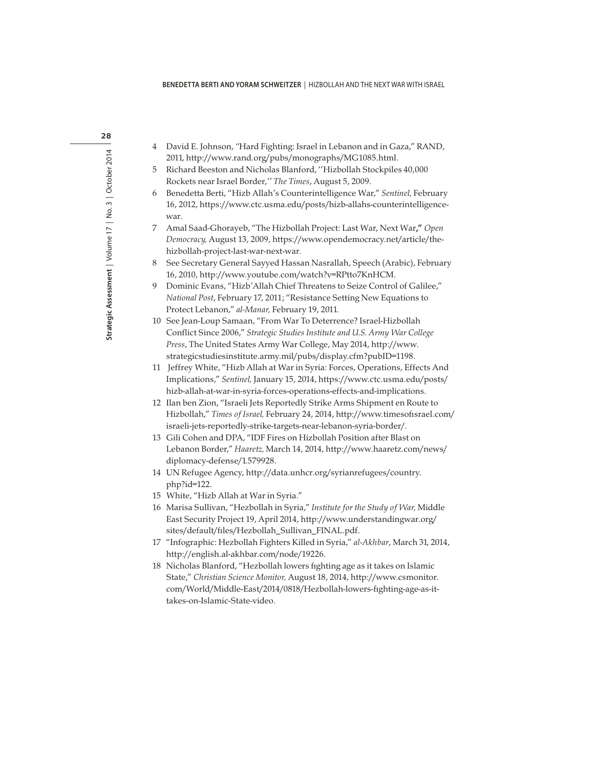4 David E. Johnson, "Hard Fighting: Israel in Lebanon and in Gaza," RAND, 2011, http://www.rand.org/pubs/monographs/MG1085.html.

5 Richard Beeston and Nicholas Blanford, ''Hizbollah Stockpiles 40,000 Rockets near Israel Border,'' *The Times*, August 5, 2009.

6 Benedetta Berti, "Hizb Allah's Counterintelligence War," *Sentinel,* February 16, 2012, https://www.ctc.usma.edu/posts/hizb-allahs-counterintelligence-war.

7 Amal Saad-Ghorayeb, "The Hizbollah Project: Last War, Next War**,"** *Open Democracy,* August 13, 2009, https://www.opendemocracy.net/article/the-hizbollah-project-last-war-next-war.

8 See Secretary General Sayyed Hassan Nasrallah, Speech (Arabic), February 16, 2010, http://www.youtube.com/watch?v=RPtto7KnHCM.

9 Dominic Evans, "Hizb'Allah Chief Threatens to Seize Control of Galilee," *National Post*, February 17, 2011; "Resistance Setting New Equations to Protect Lebanon," *al-Manar,* February 19, 2011.

10 See Jean-Loup Samaan, "From War To Deterrence? Israel-Hizbollah Conflict Since 2006," *Strategic Studies Institute and U.S. Army War College Press*, The United States Army War College, May 2014, http://www.strategicstudiesinstitute.army.mil/pubs/display.cfm?pubID=1198.

11 Jeffrey White, "Hizb Allah at War in Syria: Forces, Operations, Effects And Implications," *Sentinel,* January 15, 2014, https://www.ctc.usma.edu/posts/hizb-allah-at-war-in-syria-forces-operations-effects-and-implications.

12 Ilan ben Zion, "Israeli Jets Reportedly Strike Arms Shipment en Route to Hizbollah," *Times of Israel,* February 24, 2014, http://www.timesofisrael.com/israeli-jets-reportedly-strike-targets-near-lebanon-syria-border/.

13 Gili Cohen and DPA, "IDF Fires on Hizbollah Position after Blast on Lebanon Border," *Haaretz,* March 14, 2014, http://www.haaretz.com/news/diplomacy-defense/1.579928.

14 UN Refugee Agency, http://data.unhcr.org/syrianrefugees/country.php?id=122.

15 White, "Hizb Allah at War in Syria."

16 Marisa Sullivan, "Hezbollah in Syria," *Institute for the Study of War,* Middle East Security Project 19, April 2014, http://www.understandingwar.org/sites/default/files/Hezbollah_Sullivan_FINAL.pdf.

17 "Infographic: Hezbollah Fighters Killed in Syria," *al-Akhbar*, March 31, 2014, http://english.al-akhbar.com/node/19226.

18 Nicholas Blanford, "Hezbollah lowers fighting age as it takes on Islamic State," *Christian Science Monitor,* August 18, 2014, http://www.csmonitor.com/World/Middle-East/2014/0818/Hezbollah-lowers-fighting-age-as-it-takes-on-Islamic-State-video.